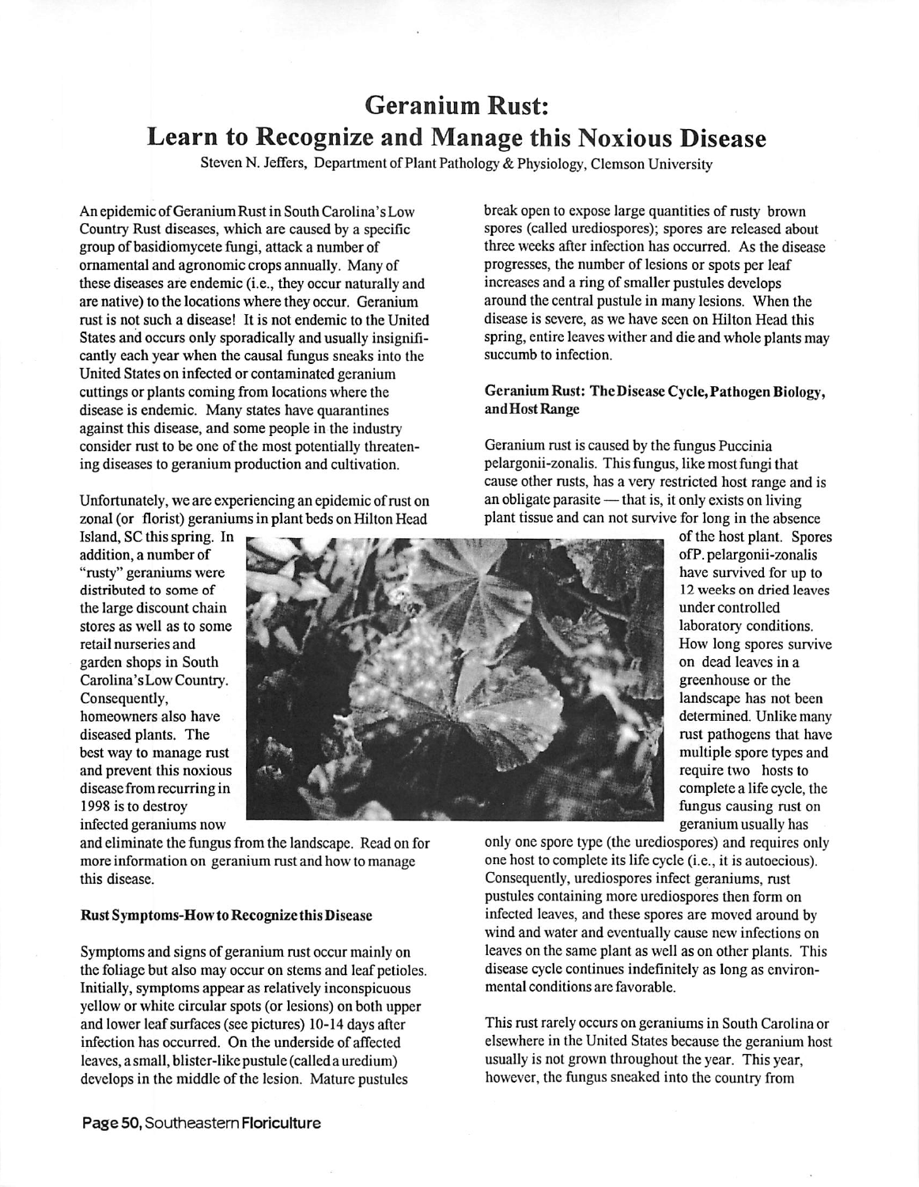# Geranium Rust: Learn to Recognize and Manage this Noxious Disease

Steven N. Jeffers, Department of Plant Pathology & Physiology, Clemson University

An epidemic of Geranium Rust in South Carolina's Low Country Rust diseases, which are caused by a specific group of basidiomycete fungi, attack a number of ornamental and agronomic crops annually. Many of these diseases are endemic (i.e., they occur naturally and are native) to the locations where they occur. Geranium rust is not such a disease! It is not endemic to the United States and occurs only sporadically and usually insignificantly each year when the causal fungus sneaks into the United States on infected or contaminated geranium cuttings or plants coming from locations where the disease is endemic. Many states have quarantines against this disease, and some people in the industry consider rust to be one of the most potentially threatening diseases to geranium production and cultivation.

Unfortunately, we are experiencing an epidemic of rust on zonal (or florist) geraniums in plant beds on Hilton Head Island, SC this spring. In addition, a number of "rusty" geraniums were distributed to some of the large discount chain stores as well as to some retail nurseries and garden shops in South Carolina's Low Country. Consequently, homeowners also have diseased plants. The best way to manage rust and prevent this noxious disease from recurring in 1998 is to destroy infected geraniums now and eliminate the fungus from the landscape. Read on for more information on geranium rust and how to manage this disease.

### Rust Symptoms-How to Recognize this Disease

Symptoms and signs of geranium rust occur mainly on the foliage but also may occur on stems and leaf petioles. Initially, symptoms appear as relatively inconspicuous yellow or white circular spots (or lesions) on both upper and lower leaf surfaces (see pictures) 10-14 days after infection has occurred. On the underside of affected leaves, a small, blister-like pustule (called a uredium) develops in the middle of the lesion. Mature pustules break open to expose large quantities of rusty brown spores (called urediospores); spores are released about three weeks after infection has occurred. As the disease progresses, the number of lesions or spots per leaf increases and a ring of smaller pustules develops around the central pustule in many lesions. When the disease is severe, as we have seen on Hilton Head this spring, entire leaves wither and die and whole plants may succumb to infection.

### Geranium Rust: The Disease Cycle, Pathogen Biology, and Host Range

Geranium rust is caused by the fungus Puccinia pelargonii-zonalis. This fungus, like most fungi that cause other rusts, has a very restricted host range and is an obligate parasite — that is, it only exists on living plant tissue and can not survive for long in the absence of the host plant. Spores of P. pelargonii-zonalis have survived for up to 12 weeks on dried leaves under controlled laboratory conditions. How long spores survive on dead leaves in a greenhouse or the landscape has not been determined. Unlike many rust pathogens that have multiple spore types and require two hosts to complete a life cycle, the fungus causing rust on geranium usually has only one spore type (the urediospores) and requires only one host to complete its life cycle (i.e., it is autoecious). Consequently, urediospores infect geraniums, rust pustules containing more urediospores then form on infected leaves, and these spores are moved around by wind and water and eventually cause new infections on leaves on the same plant as well as on other plants. This disease cycle continues indefinitely as long as environmental conditions are favorable.

This rust rarely occurs on geraniums in South Carolina or elsewhere in the United States because the geranium host usually is not grown throughout the year. This year, however, the fungus sneaked into the country from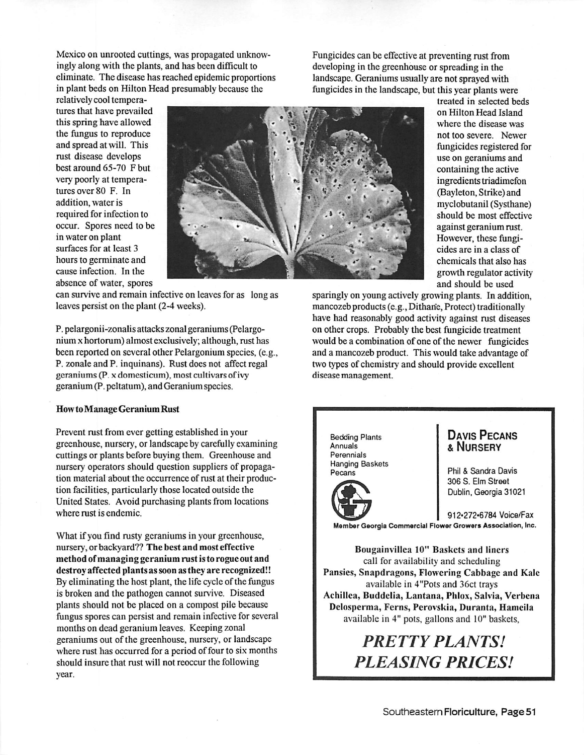Mexico on unrooted cuttings, was propagated unknowingly along with the plants, and has been difficult to eliminate. The disease has reached epidemic proportions in plant beds on Hilton Head presumably because the relatively cool temperatures that have prevailed this spring have allowed the fungus to reproduce and spread at will. This rust disease develops best around 65-70 F but very poorly at temperatures over 80 F. In addition, water is required for infection to occur. Spores need to be in water on plant surfaces for at least 3 hours to germinate and cause infection. In the absence of water, spores can survive and remain infective on leaves for as long as leaves persist on the plant (2-4 weeks).

P. pelargonii-zonalis attacks zonal geraniums (Pelargonium x hortorum) almost exclusively; although, rust has been reported on several other Pelargonium species, (e.g., P. zonale and P. inquinans). Rust does not affect regal geraniums (P. x domesticum), most cultivars of ivy geranium (P. peltatum), and Geranium species.

### How to Manage Geranium Rust

Prevent rust from ever getting established in your greenhouse, nursery, or landscape by carefully examining cuttings or plants before buying them. Greenhouse and nursery operators should question suppliers of propagation material about the occurrence of rust at their production facilities, particularly those located outside the United States. Avoid purchasing plants from locations where rust is endemic.

What if you find rusty geraniums in your greenhouse, nursery, or backyard?? **The best and most effective method of managing geranium rust is to rogue out and destroy affected plants as soon as they are recognized!!** By eliminating the host plant, the life cycle of the fungus is broken and the pathogen cannot survive. Diseased plants should not be placed on a compost pile because fungus spores can persist and remain infective for several months on dead geranium leaves. Keeping zonal geraniums out of the greenhouse, nursery, or landscape where rust has occurred for a period of four to six months should insure that rust will not reoccur the following year.

Fungicides can be effective at preventing rust from developing in the greenhouse or spreading in the landscape. Geraniums usually are not sprayed with fungicides in the landscape, but this year plants were treated in selected beds on Hilton Head Island where the disease was not too severe. Newer fungicides registered for use on geraniums and containing the active ingredients triadimefon (Bayleton, Strike) and myclobutanil (Systhane) should be most effective against geranium rust. However, these fungicides are in a class of chemicals that also has growth regulator activity and should be used sparingly on young actively growing plants. In addition, mancozeb products (e.g., Dithane, Protect) traditionally have had reasonably good activity against rust diseases on other crops. Probably the best fungicide treatment would be a combination of one of the newer fungicides and a mancozeb product. This would take advantage of two types of chemistry and should provide excellent disease management.

---

Bedding Plants
Annuals
Perennials
Hanging Baskets
Pecans

**DAVIS PECANS & NURSERY**

Phil & Sandra Davis
306 S. Elm Street
Dublin, Georgia 31021

912•272•6784 Voice/Fax

**Member Georgia Commercial Flower Growers Association, Inc.**

**Bougainvillea 10" Baskets and liners**
call for availability and scheduling
**Pansies, Snapdragons, Flowering Cabbage and Kale**
available in 4"Pots and 36ct trays
**Achillea, Buddelia, Lantana, Phlox, Salvia, Verbena Delosperma, Ferns, Perovskia, Duranta, Hameila**
available in 4" pots, gallons and 10" baskets,

***PRETTY PLANTS! PLEASING PRICES!***